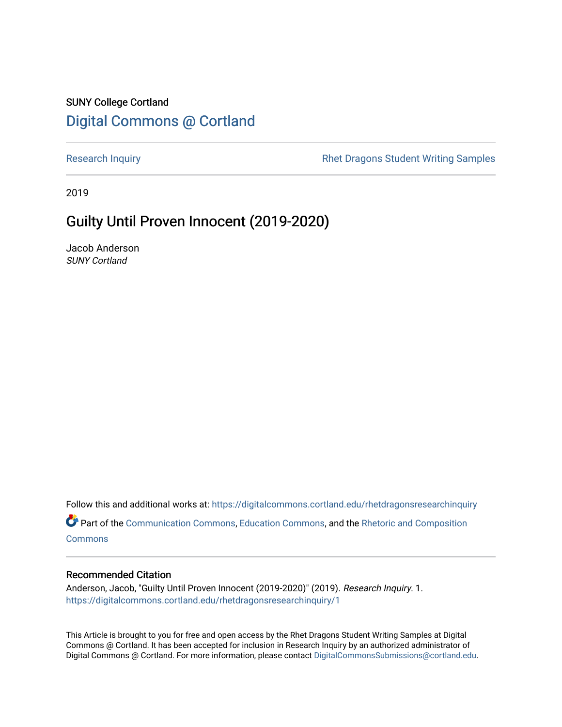SUNY College Cortland

# Digital Commons @ Cortland

Research Inquiry | Rhet Dragons Student Writing Samples

2019

## Guilty Until Proven Innocent (2019-2020)

Jacob Anderson
*SUNY Cortland*

Follow this and additional works at: https://digitalcommons.cortland.edu/rhetdragonsresearchinquiry

Part of the Communication Commons, Education Commons, and the Rhetoric and Composition Commons

### Recommended Citation

Anderson, Jacob, "Guilty Until Proven Innocent (2019-2020)" (2019). *Research Inquiry*. 1.
https://digitalcommons.cortland.edu/rhetdragonsresearchinquiry/1

This Article is brought to you for free and open access by the Rhet Dragons Student Writing Samples at Digital Commons @ Cortland. It has been accepted for inclusion in Research Inquiry by an authorized administrator of Digital Commons @ Cortland. For more information, please contact DigitalCommonsSubmissions@cortland.edu.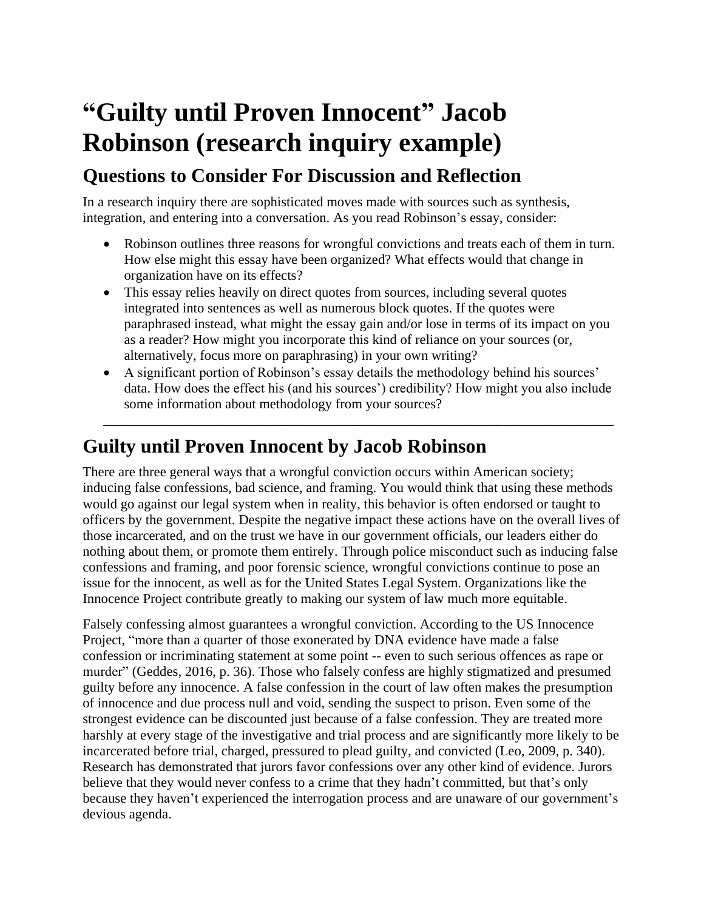# "Guilty until Proven Innocent" Jacob Robinson (research inquiry example)

## Questions to Consider For Discussion and Reflection

In a research inquiry there are sophisticated moves made with sources such as synthesis, integration, and entering into a conversation. As you read Robinson's essay, consider:

- Robinson outlines three reasons for wrongful convictions and treats each of them in turn. How else might this essay have been organized? What effects would that change in organization have on its effects?
- This essay relies heavily on direct quotes from sources, including several quotes integrated into sentences as well as numerous block quotes. If the quotes were paraphrased instead, what might the essay gain and/or lose in terms of its impact on you as a reader? How might you incorporate this kind of reliance on your sources (or, alternatively, focus more on paraphrasing) in your own writing?
- A significant portion of Robinson's essay details the methodology behind his sources' data. How does the effect his (and his sources') credibility? How might you also include some information about methodology from your sources?

---

## Guilty until Proven Innocent by Jacob Robinson

There are three general ways that a wrongful conviction occurs within American society; inducing false confessions, bad science, and framing. You would think that using these methods would go against our legal system when in reality, this behavior is often endorsed or taught to officers by the government. Despite the negative impact these actions have on the overall lives of those incarcerated, and on the trust we have in our government officials, our leaders either do nothing about them, or promote them entirely. Through police misconduct such as inducing false confessions and framing, and poor forensic science, wrongful convictions continue to pose an issue for the innocent, as well as for the United States Legal System. Organizations like the Innocence Project contribute greatly to making our system of law much more equitable.

Falsely confessing almost guarantees a wrongful conviction. According to the US Innocence Project, "more than a quarter of those exonerated by DNA evidence have made a false confession or incriminating statement at some point -- even to such serious offences as rape or murder" (Geddes, 2016, p. 36). Those who falsely confess are highly stigmatized and presumed guilty before any innocence. A false confession in the court of law often makes the presumption of innocence and due process null and void, sending the suspect to prison. Even some of the strongest evidence can be discounted just because of a false confession. They are treated more harshly at every stage of the investigative and trial process and are significantly more likely to be incarcerated before trial, charged, pressured to plead guilty, and convicted (Leo, 2009, p. 340). Research has demonstrated that jurors favor confessions over any other kind of evidence. Jurors believe that they would never confess to a crime that they hadn't committed, but that's only because they haven't experienced the interrogation process and are unaware of our government's devious agenda.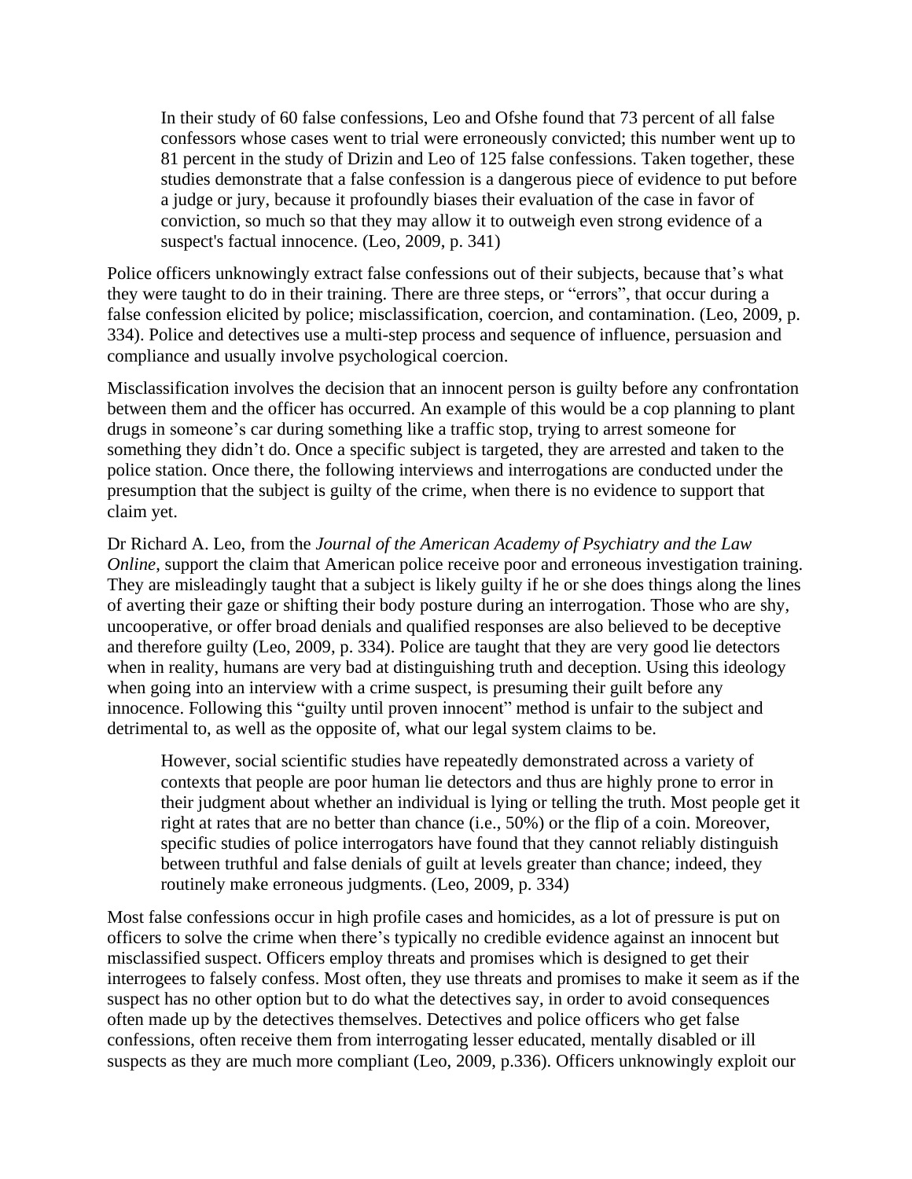> In their study of 60 false confessions, Leo and Ofshe found that 73 percent of all false confessors whose cases went to trial were erroneously convicted; this number went up to 81 percent in the study of Drizin and Leo of 125 false confessions. Taken together, these studies demonstrate that a false confession is a dangerous piece of evidence to put before a judge or jury, because it profoundly biases their evaluation of the case in favor of conviction, so much so that they may allow it to outweigh even strong evidence of a suspect's factual innocence. (Leo, 2009, p. 341)

Police officers unknowingly extract false confessions out of their subjects, because that's what they were taught to do in their training. There are three steps, or "errors", that occur during a false confession elicited by police; misclassification, coercion, and contamination. (Leo, 2009, p. 334). Police and detectives use a multi-step process and sequence of influence, persuasion and compliance and usually involve psychological coercion.

Misclassification involves the decision that an innocent person is guilty before any confrontation between them and the officer has occurred. An example of this would be a cop planning to plant drugs in someone's car during something like a traffic stop, trying to arrest someone for something they didn't do. Once a specific subject is targeted, they are arrested and taken to the police station. Once there, the following interviews and interrogations are conducted under the presumption that the subject is guilty of the crime, when there is no evidence to support that claim yet.

Dr Richard A. Leo, from the *Journal of the American Academy of Psychiatry and the Law Online*, support the claim that American police receive poor and erroneous investigation training. They are misleadingly taught that a subject is likely guilty if he or she does things along the lines of averting their gaze or shifting their body posture during an interrogation. Those who are shy, uncooperative, or offer broad denials and qualified responses are also believed to be deceptive and therefore guilty (Leo, 2009, p. 334). Police are taught that they are very good lie detectors when in reality, humans are very bad at distinguishing truth and deception. Using this ideology when going into an interview with a crime suspect, is presuming their guilt before any innocence. Following this "guilty until proven innocent" method is unfair to the subject and detrimental to, as well as the opposite of, what our legal system claims to be.

> However, social scientific studies have repeatedly demonstrated across a variety of contexts that people are poor human lie detectors and thus are highly prone to error in their judgment about whether an individual is lying or telling the truth. Most people get it right at rates that are no better than chance (i.e., 50%) or the flip of a coin. Moreover, specific studies of police interrogators have found that they cannot reliably distinguish between truthful and false denials of guilt at levels greater than chance; indeed, they routinely make erroneous judgments. (Leo, 2009, p. 334)

Most false confessions occur in high profile cases and homicides, as a lot of pressure is put on officers to solve the crime when there's typically no credible evidence against an innocent but misclassified suspect. Officers employ threats and promises which is designed to get their interrogees to falsely confess. Most often, they use threats and promises to make it seem as if the suspect has no other option but to do what the detectives say, in order to avoid consequences often made up by the detectives themselves. Detectives and police officers who get false confessions, often receive them from interrogating lesser educated, mentally disabled or ill suspects as they are much more compliant (Leo, 2009, p.336). Officers unknowingly exploit our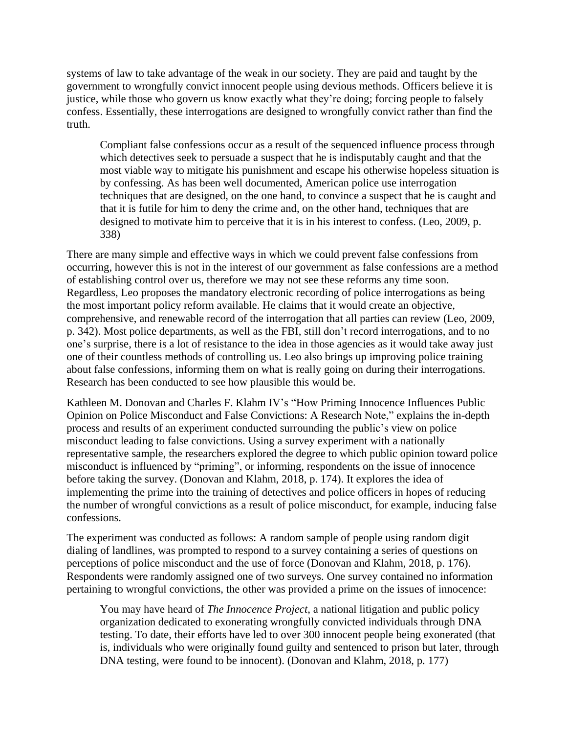systems of law to take advantage of the weak in our society. They are paid and taught by the government to wrongfully convict innocent people using devious methods. Officers believe it is justice, while those who govern us know exactly what they're doing; forcing people to falsely confess. Essentially, these interrogations are designed to wrongfully convict rather than find the truth.

> Compliant false confessions occur as a result of the sequenced influence process through which detectives seek to persuade a suspect that he is indisputably caught and that the most viable way to mitigate his punishment and escape his otherwise hopeless situation is by confessing. As has been well documented, American police use interrogation techniques that are designed, on the one hand, to convince a suspect that he is caught and that it is futile for him to deny the crime and, on the other hand, techniques that are designed to motivate him to perceive that it is in his interest to confess. (Leo, 2009, p. 338)

There are many simple and effective ways in which we could prevent false confessions from occurring, however this is not in the interest of our government as false confessions are a method of establishing control over us, therefore we may not see these reforms any time soon. Regardless, Leo proposes the mandatory electronic recording of police interrogations as being the most important policy reform available. He claims that it would create an objective, comprehensive, and renewable record of the interrogation that all parties can review (Leo, 2009, p. 342). Most police departments, as well as the FBI, still don't record interrogations, and to no one's surprise, there is a lot of resistance to the idea in those agencies as it would take away just one of their countless methods of controlling us. Leo also brings up improving police training about false confessions, informing them on what is really going on during their interrogations. Research has been conducted to see how plausible this would be.

Kathleen M. Donovan and Charles F. Klahm IV's "How Priming Innocence Influences Public Opinion on Police Misconduct and False Convictions: A Research Note," explains the in-depth process and results of an experiment conducted surrounding the public's view on police misconduct leading to false convictions. Using a survey experiment with a nationally representative sample, the researchers explored the degree to which public opinion toward police misconduct is influenced by "priming", or informing, respondents on the issue of innocence before taking the survey. (Donovan and Klahm, 2018, p. 174). It explores the idea of implementing the prime into the training of detectives and police officers in hopes of reducing the number of wrongful convictions as a result of police misconduct, for example, inducing false confessions.

The experiment was conducted as follows: A random sample of people using random digit dialing of landlines, was prompted to respond to a survey containing a series of questions on perceptions of police misconduct and the use of force (Donovan and Klahm, 2018, p. 176). Respondents were randomly assigned one of two surveys. One survey contained no information pertaining to wrongful convictions, the other was provided a prime on the issues of innocence:

> You may have heard of *The Innocence Project*, a national litigation and public policy organization dedicated to exonerating wrongfully convicted individuals through DNA testing. To date, their efforts have led to over 300 innocent people being exonerated (that is, individuals who were originally found guilty and sentenced to prison but later, through DNA testing, were found to be innocent). (Donovan and Klahm, 2018, p. 177)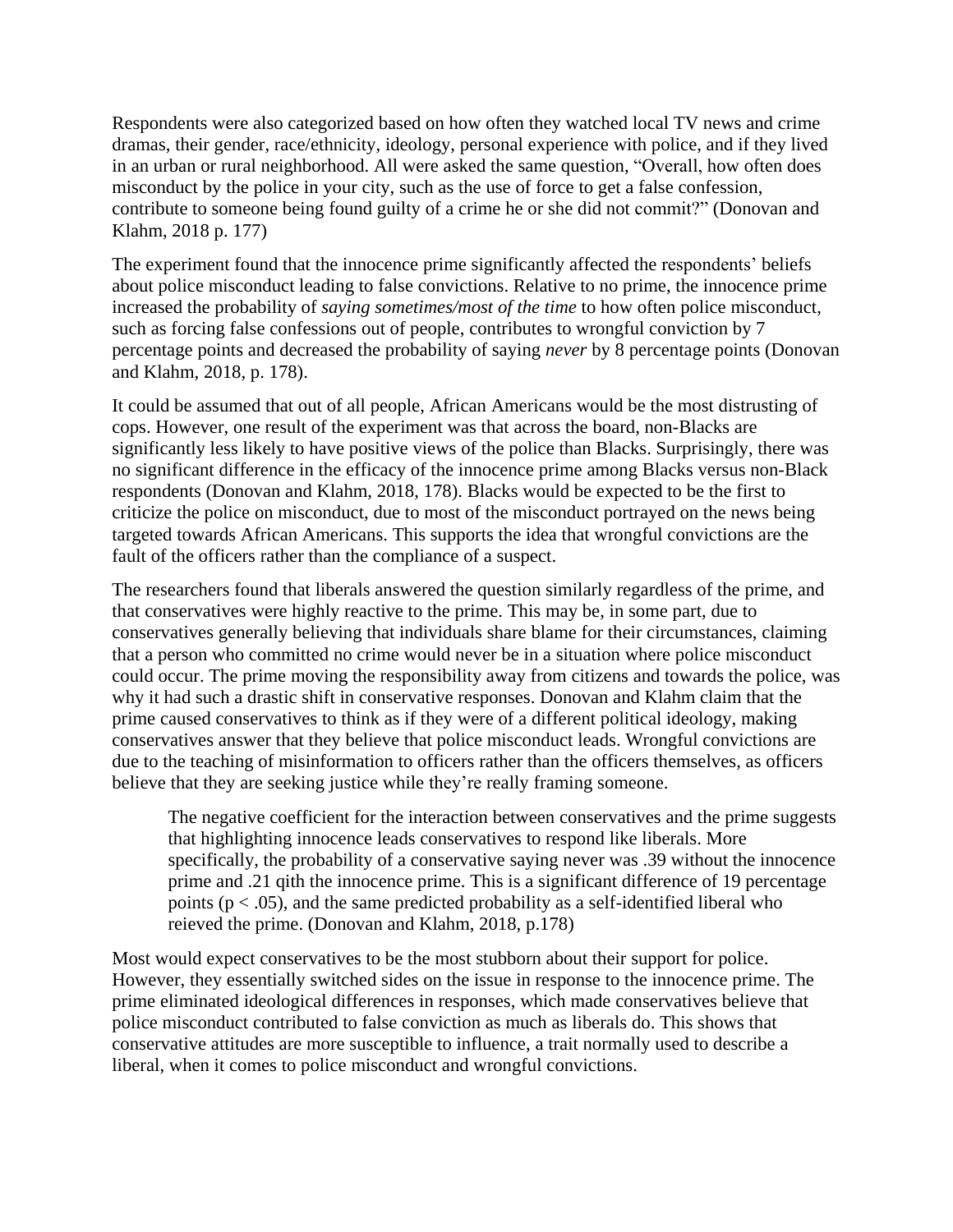Respondents were also categorized based on how often they watched local TV news and crime dramas, their gender, race/ethnicity, ideology, personal experience with police, and if they lived in an urban or rural neighborhood. All were asked the same question, "Overall, how often does misconduct by the police in your city, such as the use of force to get a false confession, contribute to someone being found guilty of a crime he or she did not commit?" (Donovan and Klahm, 2018 p. 177)

The experiment found that the innocence prime significantly affected the respondents' beliefs about police misconduct leading to false convictions. Relative to no prime, the innocence prime increased the probability of *saying sometimes/most of the time* to how often police misconduct, such as forcing false confessions out of people, contributes to wrongful conviction by 7 percentage points and decreased the probability of saying *never* by 8 percentage points (Donovan and Klahm, 2018, p. 178).

It could be assumed that out of all people, African Americans would be the most distrusting of cops. However, one result of the experiment was that across the board, non-Blacks are significantly less likely to have positive views of the police than Blacks. Surprisingly, there was no significant difference in the efficacy of the innocence prime among Blacks versus non-Black respondents (Donovan and Klahm, 2018, 178). Blacks would be expected to be the first to criticize the police on misconduct, due to most of the misconduct portrayed on the news being targeted towards African Americans. This supports the idea that wrongful convictions are the fault of the officers rather than the compliance of a suspect.

The researchers found that liberals answered the question similarly regardless of the prime, and that conservatives were highly reactive to the prime. This may be, in some part, due to conservatives generally believing that individuals share blame for their circumstances, claiming that a person who committed no crime would never be in a situation where police misconduct could occur. The prime moving the responsibility away from citizens and towards the police, was why it had such a drastic shift in conservative responses. Donovan and Klahm claim that the prime caused conservatives to think as if they were of a different political ideology, making conservatives answer that they believe that police misconduct leads. Wrongful convictions are due to the teaching of misinformation to officers rather than the officers themselves, as officers believe that they are seeking justice while they're really framing someone.

> The negative coefficient for the interaction between conservatives and the prime suggests that highlighting innocence leads conservatives to respond like liberals. More specifically, the probability of a conservative saying never was .39 without the innocence prime and .21 qith the innocence prime. This is a significant difference of 19 percentage points ($p < .05$), and the same predicted probability as a self-identified liberal who reieved the prime. (Donovan and Klahm, 2018, p.178)

Most would expect conservatives to be the most stubborn about their support for police. However, they essentially switched sides on the issue in response to the innocence prime. The prime eliminated ideological differences in responses, which made conservatives believe that police misconduct contributed to false conviction as much as liberals do. This shows that conservative attitudes are more susceptible to influence, a trait normally used to describe a liberal, when it comes to police misconduct and wrongful convictions.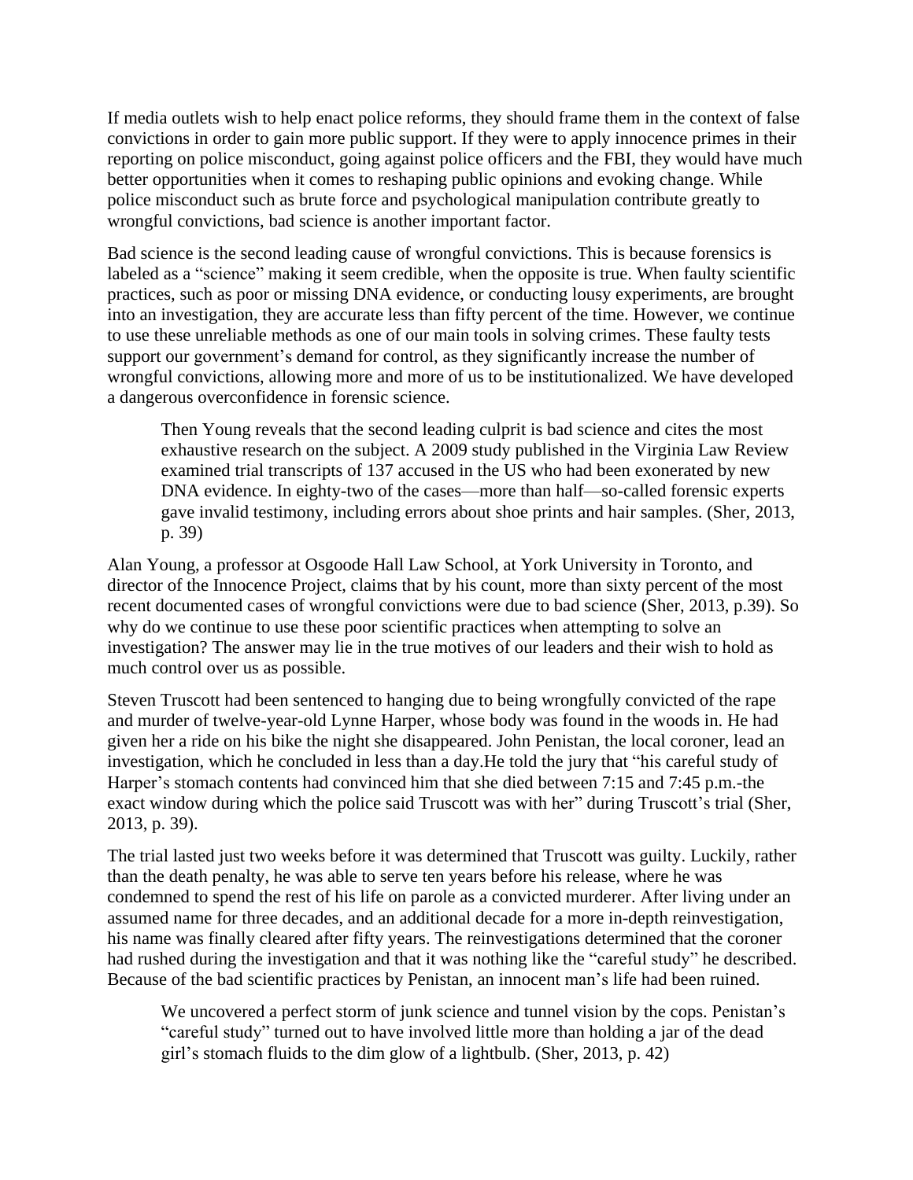If media outlets wish to help enact police reforms, they should frame them in the context of false convictions in order to gain more public support. If they were to apply innocence primes in their reporting on police misconduct, going against police officers and the FBI, they would have much better opportunities when it comes to reshaping public opinions and evoking change. While police misconduct such as brute force and psychological manipulation contribute greatly to wrongful convictions, bad science is another important factor.

Bad science is the second leading cause of wrongful convictions. This is because forensics is labeled as a "science" making it seem credible, when the opposite is true. When faulty scientific practices, such as poor or missing DNA evidence, or conducting lousy experiments, are brought into an investigation, they are accurate less than fifty percent of the time. However, we continue to use these unreliable methods as one of our main tools in solving crimes. These faulty tests support our government's demand for control, as they significantly increase the number of wrongful convictions, allowing more and more of us to be institutionalized. We have developed a dangerous overconfidence in forensic science.

> Then Young reveals that the second leading culprit is bad science and cites the most exhaustive research on the subject. A 2009 study published in the Virginia Law Review examined trial transcripts of 137 accused in the US who had been exonerated by new DNA evidence. In eighty-two of the cases—more than half—so-called forensic experts gave invalid testimony, including errors about shoe prints and hair samples. (Sher, 2013, p. 39)

Alan Young, a professor at Osgoode Hall Law School, at York University in Toronto, and director of the Innocence Project, claims that by his count, more than sixty percent of the most recent documented cases of wrongful convictions were due to bad science (Sher, 2013, p.39). So why do we continue to use these poor scientific practices when attempting to solve an investigation? The answer may lie in the true motives of our leaders and their wish to hold as much control over us as possible.

Steven Truscott had been sentenced to hanging due to being wrongfully convicted of the rape and murder of twelve-year-old Lynne Harper, whose body was found in the woods in. He had given her a ride on his bike the night she disappeared. John Penistan, the local coroner, lead an investigation, which he concluded in less than a day.He told the jury that "his careful study of Harper's stomach contents had convinced him that she died between 7:15 and 7:45 p.m.-the exact window during which the police said Truscott was with her" during Truscott's trial (Sher, 2013, p. 39).

The trial lasted just two weeks before it was determined that Truscott was guilty. Luckily, rather than the death penalty, he was able to serve ten years before his release, where he was condemned to spend the rest of his life on parole as a convicted murderer. After living under an assumed name for three decades, and an additional decade for a more in-depth reinvestigation, his name was finally cleared after fifty years. The reinvestigations determined that the coroner had rushed during the investigation and that it was nothing like the "careful study" he described. Because of the bad scientific practices by Penistan, an innocent man's life had been ruined.

> We uncovered a perfect storm of junk science and tunnel vision by the cops. Penistan's "careful study" turned out to have involved little more than holding a jar of the dead girl's stomach fluids to the dim glow of a lightbulb. (Sher, 2013, p. 42)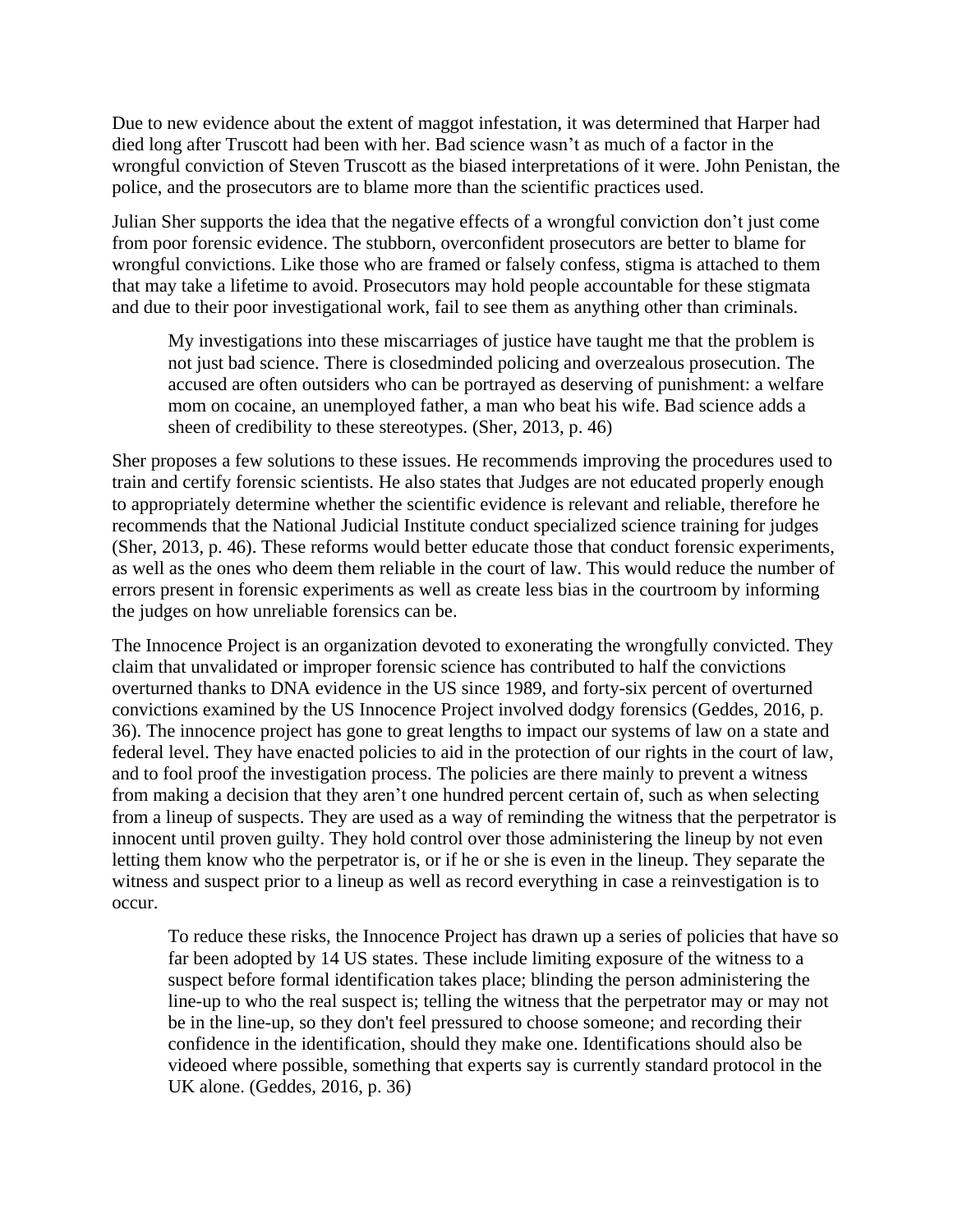Due to new evidence about the extent of maggot infestation, it was determined that Harper had died long after Truscott had been with her. Bad science wasn't as much of a factor in the wrongful conviction of Steven Truscott as the biased interpretations of it were. John Penistan, the police, and the prosecutors are to blame more than the scientific practices used.

Julian Sher supports the idea that the negative effects of a wrongful conviction don't just come from poor forensic evidence. The stubborn, overconfident prosecutors are better to blame for wrongful convictions. Like those who are framed or falsely confess, stigma is attached to them that may take a lifetime to avoid. Prosecutors may hold people accountable for these stigmata and due to their poor investigational work, fail to see them as anything other than criminals.

> My investigations into these miscarriages of justice have taught me that the problem is not just bad science. There is closedminded policing and overzealous prosecution. The accused are often outsiders who can be portrayed as deserving of punishment: a welfare mom on cocaine, an unemployed father, a man who beat his wife. Bad science adds a sheen of credibility to these stereotypes. (Sher, 2013, p. 46)

Sher proposes a few solutions to these issues. He recommends improving the procedures used to train and certify forensic scientists. He also states that Judges are not educated properly enough to appropriately determine whether the scientific evidence is relevant and reliable, therefore he recommends that the National Judicial Institute conduct specialized science training for judges (Sher, 2013, p. 46). These reforms would better educate those that conduct forensic experiments, as well as the ones who deem them reliable in the court of law. This would reduce the number of errors present in forensic experiments as well as create less bias in the courtroom by informing the judges on how unreliable forensics can be.

The Innocence Project is an organization devoted to exonerating the wrongfully convicted. They claim that unvalidated or improper forensic science has contributed to half the convictions overturned thanks to DNA evidence in the US since 1989, and forty-six percent of overturned convictions examined by the US Innocence Project involved dodgy forensics (Geddes, 2016, p. 36). The innocence project has gone to great lengths to impact our systems of law on a state and federal level. They have enacted policies to aid in the protection of our rights in the court of law, and to fool proof the investigation process. The policies are there mainly to prevent a witness from making a decision that they aren't one hundred percent certain of, such as when selecting from a lineup of suspects. They are used as a way of reminding the witness that the perpetrator is innocent until proven guilty. They hold control over those administering the lineup by not even letting them know who the perpetrator is, or if he or she is even in the lineup. They separate the witness and suspect prior to a lineup as well as record everything in case a reinvestigation is to occur.

> To reduce these risks, the Innocence Project has drawn up a series of policies that have so far been adopted by 14 US states. These include limiting exposure of the witness to a suspect before formal identification takes place; blinding the person administering the line-up to who the real suspect is; telling the witness that the perpetrator may or may not be in the line-up, so they don't feel pressured to choose someone; and recording their confidence in the identification, should they make one. Identifications should also be videoed where possible, something that experts say is currently standard protocol in the UK alone. (Geddes, 2016, p. 36)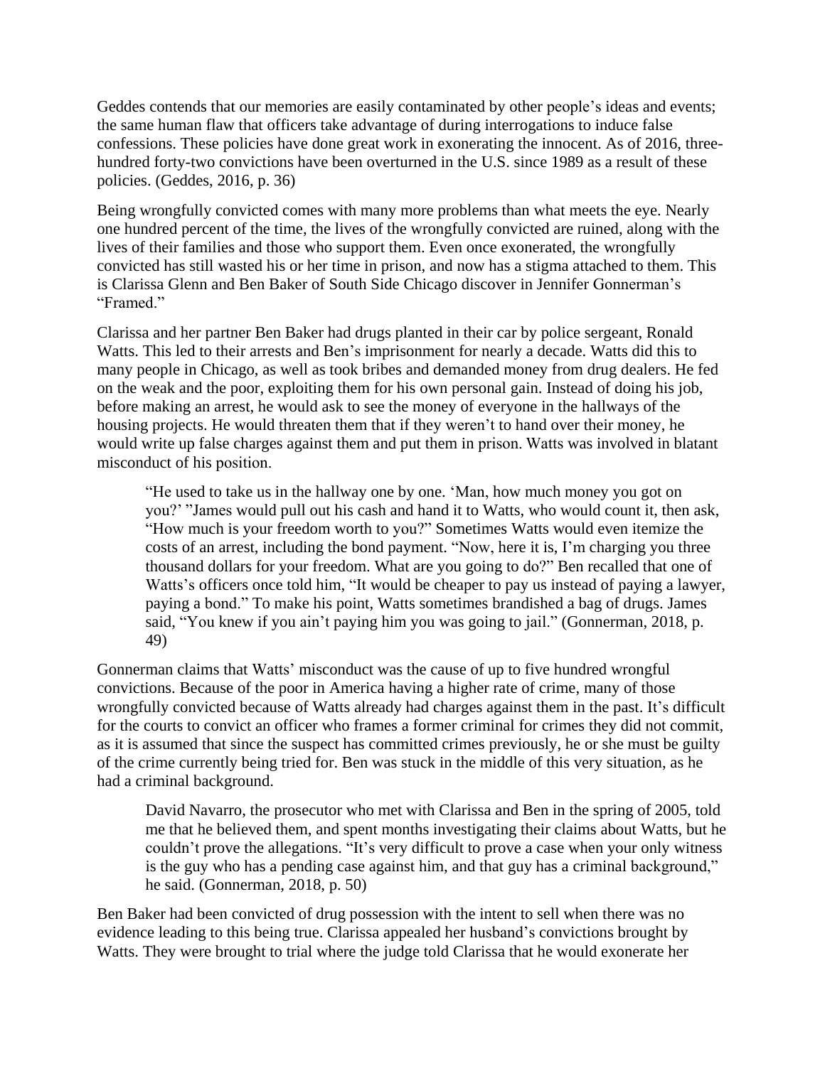Geddes contends that our memories are easily contaminated by other people's ideas and events; the same human flaw that officers take advantage of during interrogations to induce false confessions. These policies have done great work in exonerating the innocent. As of 2016, three-hundred forty-two convictions have been overturned in the U.S. since 1989 as a result of these policies. (Geddes, 2016, p. 36)

Being wrongfully convicted comes with many more problems than what meets the eye. Nearly one hundred percent of the time, the lives of the wrongfully convicted are ruined, along with the lives of their families and those who support them. Even once exonerated, the wrongfully convicted has still wasted his or her time in prison, and now has a stigma attached to them. This is Clarissa Glenn and Ben Baker of South Side Chicago discover in Jennifer Gonnerman's "Framed."

Clarissa and her partner Ben Baker had drugs planted in their car by police sergeant, Ronald Watts. This led to their arrests and Ben's imprisonment for nearly a decade. Watts did this to many people in Chicago, as well as took bribes and demanded money from drug dealers. He fed on the weak and the poor, exploiting them for his own personal gain. Instead of doing his job, before making an arrest, he would ask to see the money of everyone in the hallways of the housing projects. He would threaten them that if they weren't to hand over their money, he would write up false charges against them and put them in prison. Watts was involved in blatant misconduct of his position.

> "He used to take us in the hallway one by one. 'Man, how much money you got on you?' "James would pull out his cash and hand it to Watts, who would count it, then ask, "How much is your freedom worth to you?" Sometimes Watts would even itemize the costs of an arrest, including the bond payment. "Now, here it is, I'm charging you three thousand dollars for your freedom. What are you going to do?" Ben recalled that one of Watts's officers once told him, "It would be cheaper to pay us instead of paying a lawyer, paying a bond." To make his point, Watts sometimes brandished a bag of drugs. James said, "You knew if you ain't paying him you was going to jail." (Gonnerman, 2018, p. 49)

Gonnerman claims that Watts' misconduct was the cause of up to five hundred wrongful convictions. Because of the poor in America having a higher rate of crime, many of those wrongfully convicted because of Watts already had charges against them in the past. It's difficult for the courts to convict an officer who frames a former criminal for crimes they did not commit, as it is assumed that since the suspect has committed crimes previously, he or she must be guilty of the crime currently being tried for. Ben was stuck in the middle of this very situation, as he had a criminal background.

> David Navarro, the prosecutor who met with Clarissa and Ben in the spring of 2005, told me that he believed them, and spent months investigating their claims about Watts, but he couldn't prove the allegations. "It's very difficult to prove a case when your only witness is the guy who has a pending case against him, and that guy has a criminal background," he said. (Gonnerman, 2018, p. 50)

Ben Baker had been convicted of drug possession with the intent to sell when there was no evidence leading to this being true. Clarissa appealed her husband's convictions brought by Watts. They were brought to trial where the judge told Clarissa that he would exonerate her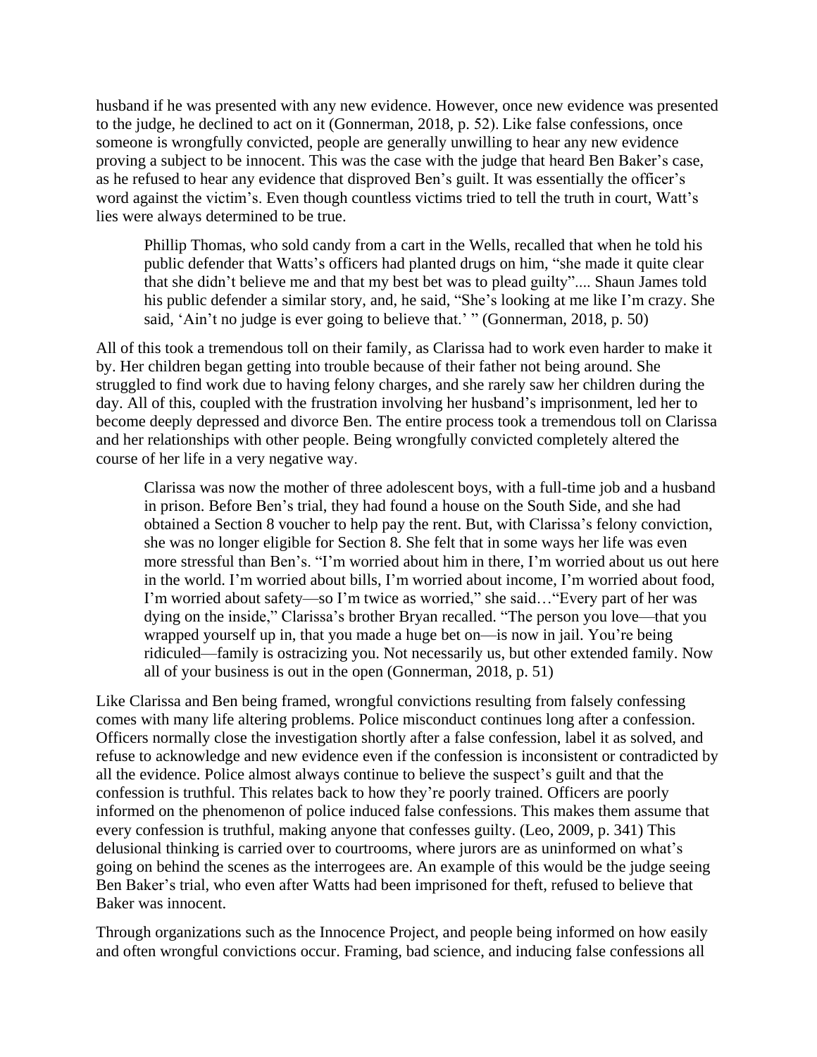husband if he was presented with any new evidence. However, once new evidence was presented to the judge, he declined to act on it (Gonnerman, 2018, p. 52). Like false confessions, once someone is wrongfully convicted, people are generally unwilling to hear any new evidence proving a subject to be innocent. This was the case with the judge that heard Ben Baker's case, as he refused to hear any evidence that disproved Ben's guilt. It was essentially the officer's word against the victim's. Even though countless victims tried to tell the truth in court, Watt's lies were always determined to be true.

> Phillip Thomas, who sold candy from a cart in the Wells, recalled that when he told his public defender that Watts's officers had planted drugs on him, "she made it quite clear that she didn't believe me and that my best bet was to plead guilty".... Shaun James told his public defender a similar story, and, he said, "She's looking at me like I'm crazy. She said, 'Ain't no judge is ever going to believe that.' " (Gonnerman, 2018, p. 50)

All of this took a tremendous toll on their family, as Clarissa had to work even harder to make it by. Her children began getting into trouble because of their father not being around. She struggled to find work due to having felony charges, and she rarely saw her children during the day. All of this, coupled with the frustration involving her husband's imprisonment, led her to become deeply depressed and divorce Ben. The entire process took a tremendous toll on Clarissa and her relationships with other people. Being wrongfully convicted completely altered the course of her life in a very negative way.

> Clarissa was now the mother of three adolescent boys, with a full-time job and a husband in prison. Before Ben's trial, they had found a house on the South Side, and she had obtained a Section 8 voucher to help pay the rent. But, with Clarissa's felony conviction, she was no longer eligible for Section 8. She felt that in some ways her life was even more stressful than Ben's. "I'm worried about him in there, I'm worried about us out here in the world. I'm worried about bills, I'm worried about income, I'm worried about food, I'm worried about safety—so I'm twice as worried," she said…"Every part of her was dying on the inside," Clarissa's brother Bryan recalled. "The person you love—that you wrapped yourself up in, that you made a huge bet on—is now in jail. You're being ridiculed—family is ostracizing you. Not necessarily us, but other extended family. Now all of your business is out in the open (Gonnerman, 2018, p. 51)

Like Clarissa and Ben being framed, wrongful convictions resulting from falsely confessing comes with many life altering problems. Police misconduct continues long after a confession. Officers normally close the investigation shortly after a false confession, label it as solved, and refuse to acknowledge and new evidence even if the confession is inconsistent or contradicted by all the evidence. Police almost always continue to believe the suspect's guilt and that the confession is truthful. This relates back to how they're poorly trained. Officers are poorly informed on the phenomenon of police induced false confessions. This makes them assume that every confession is truthful, making anyone that confesses guilty. (Leo, 2009, p. 341) This delusional thinking is carried over to courtrooms, where jurors are as uninformed on what's going on behind the scenes as the interrogees are. An example of this would be the judge seeing Ben Baker's trial, who even after Watts had been imprisoned for theft, refused to believe that Baker was innocent.

Through organizations such as the Innocence Project, and people being informed on how easily and often wrongful convictions occur. Framing, bad science, and inducing false confessions all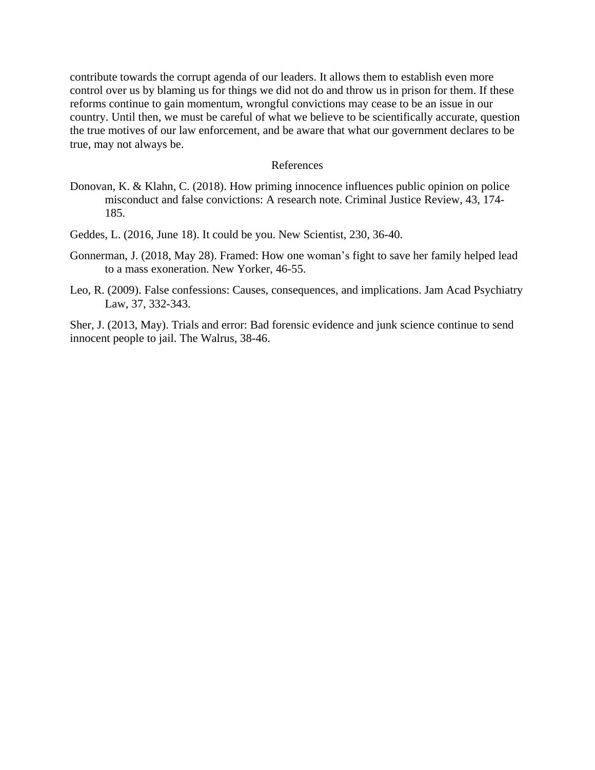contribute towards the corrupt agenda of our leaders. It allows them to establish even more control over us by blaming us for things we did not do and throw us in prison for them. If these reforms continue to gain momentum, wrongful convictions may cease to be an issue in our country. Until then, we must be careful of what we believe to be scientifically accurate, question the true motives of our law enforcement, and be aware that what our government declares to be true, may not always be.

## References

Donovan, K. & Klahn, C. (2018). How priming innocence influences public opinion on police misconduct and false convictions: A research note. Criminal Justice Review, 43, 174-185.

Geddes, L. (2016, June 18). It could be you. New Scientist, 230, 36-40.

Gonnerman, J. (2018, May 28). Framed: How one woman's fight to save her family helped lead to a mass exoneration. New Yorker, 46-55.

Leo, R. (2009). False confessions: Causes, consequences, and implications. Jam Acad Psychiatry Law, 37, 332-343.

Sher, J. (2013, May). Trials and error: Bad forensic evidence and junk science continue to send innocent people to jail. The Walrus, 38-46.